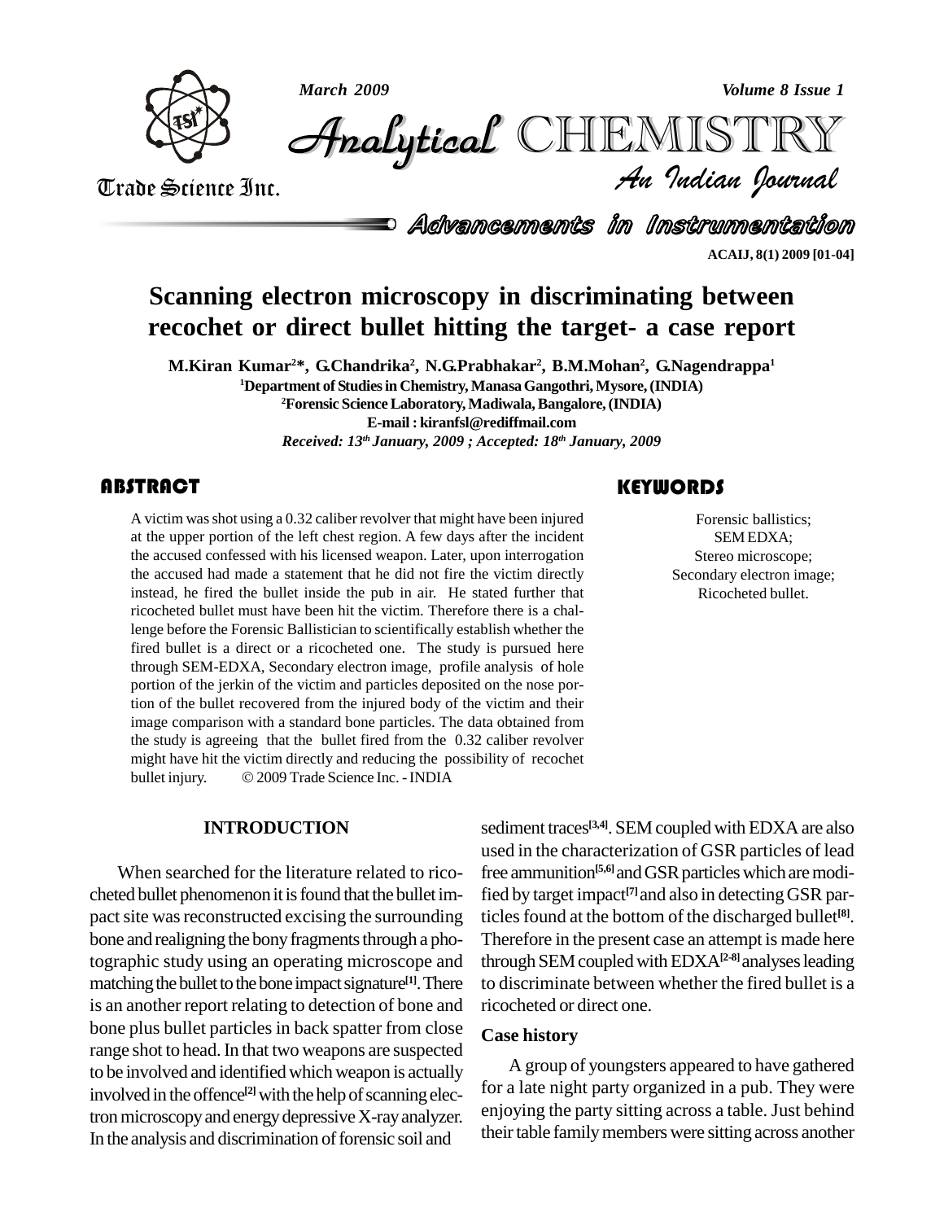# Scanning electron microscopy in discriminating between recochet or direct bullet hitting the target- a case report

**M.Kiran Kumar[2]\*, G.Chandrika[2], N.G.Prabhakar[2], B.M.Mohan[2], G.Nagendrappa[1]**

[1]Department of Studies in Chemistry, Manasa Gangothri, Mysore, (INDIA)

[2]Forensic Science Laboratory, Madiwala, Bangalore, (INDIA)

E-mail : kiranfsl@rediffmail.com

*Received: 13th January, 2009 ; Accepted: 18th January, 2009*

## ABSTRACT

A victim was shot using a 0.32 caliber revolver that might have been injured at the upper portion of the left chest region. A few days after the incident the accused confessed with his licensed weapon. Later, upon interrogation the accused had made a statement that he did not fire the victim directly instead, he fired the bullet inside the pub in air. He stated further that ricocheted bullet must have been hit the victim. Therefore there is a challenge before the Forensic Ballistician to scientifically establish whether the fired bullet is a direct or a ricocheted one. The study is pursued here through SEM-EDXA, Secondary electron image, profile analysis of hole portion of the jerkin of the victim and particles deposited on the nose portion of the bullet recovered from the injured body of the victim and their image comparison with a standard bone particles. The data obtained from the study is agreeing that the bullet fired from the 0.32 caliber revolver might have hit the victim directly and reducing the possibility of recochet bullet injury. © 2009 Trade Science Inc. - INDIA

## KEYWORDS

Forensic ballistics;
SEM EDXA;
Stereo microscope;
Secondary electron image;
Ricocheted bullet.

## INTRODUCTION

When searched for the literature related to ricocheted bullet phenomenon it is found that the bullet impact site was reconstructed excising the surrounding bone and realigning the bony fragments through a photographic study using an operating microscope and matching the bullet to the bone impact signature[1]. There is an another report relating to detection of bone and bone plus bullet particles in back spatter from close range shot to head. In that two weapons are suspected to be involved and identified which weapon is actually involved in the offence[2] with the help of scanning electron microscopy and energy depressive X-ray analyzer. In the analysis and discrimination of forensic soil and sediment traces[3,4]. SEM coupled with EDXA are also used in the characterization of GSR particles of lead free ammunition[5,6] and GSR particles which are modified by target impact[7] and also in detecting GSR particles found at the bottom of the discharged bullet[8]. Therefore in the present case an attempt is made here through SEM coupled with EDXA[2-8] analyses leading to discriminate between whether the fired bullet is a ricocheted or direct one.

### Case history

A group of youngsters appeared to have gathered for a late night party organized in a pub. They were enjoying the party sitting across a table. Just behind their table family members were sitting across another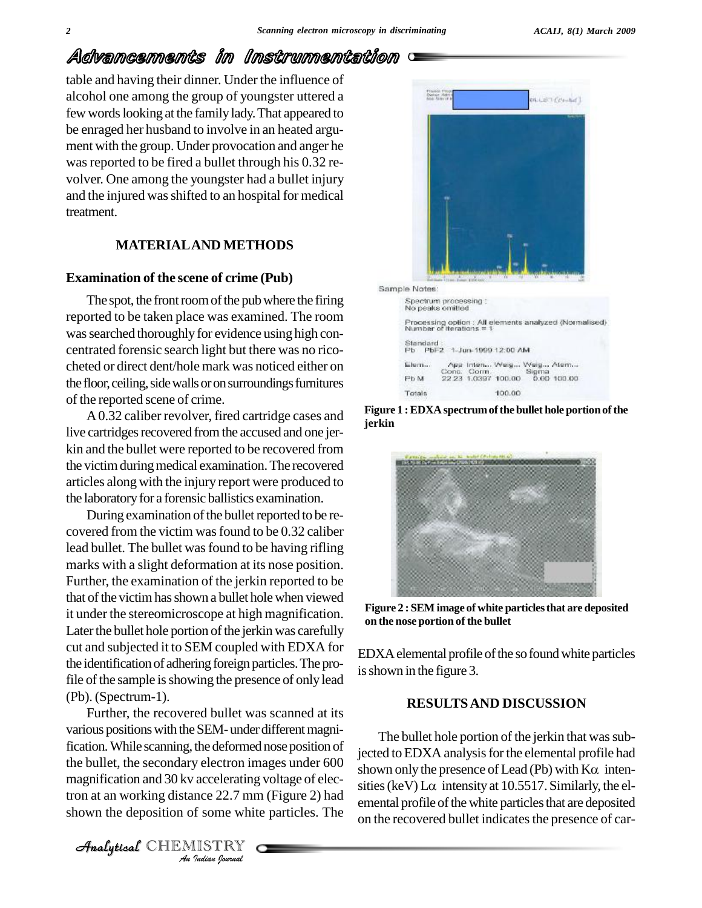table and having their dinner. Under the influence of alcohol one among the group of youngster uttered a few words looking at the family lady. That appeared to be enraged her husband to involve in an heated argument with the group. Under provocation and anger he was reported to be fired a bullet through his 0.32 revolver. One among the youngster had a bullet injury and the injured was shifted to an hospital for medical treatment.

## MATERIAL AND METHODS

### Examination of the scene of crime (Pub)

The spot, the front room of the pub where the firing reported to be taken place was examined. The room was searched thoroughly for evidence using high concentrated forensic search light but there was no ricocheted or direct dent/hole mark was noticed either on the floor, ceiling, side walls or on surroundings furnitures of the reported scene of crime.

A 0.32 caliber revolver, fired cartridge cases and live cartridges recovered from the accused and one jerkin and the bullet were reported to be recovered from the victim during medical examination. The recovered articles along with the injury report were produced to the laboratory for a forensic ballistics examination.

During examination of the bullet reported to be recovered from the victim was found to be 0.32 caliber lead bullet. The bullet was found to be having rifling marks with a slight deformation at its nose position. Further, the examination of the jerkin reported to be that of the victim has shown a bullet hole when viewed it under the stereomicroscope at high magnification. Later the bullet hole portion of the jerkin was carefully cut and subjected it to SEM coupled with EDXA for the identification of adhering foreign particles. The profile of the sample is showing the presence of only lead (Pb). (Spectrum-1).

Further, the recovered bullet was scanned at its various positions with the SEM- under different magnification. While scanning, the deformed nose position of the bullet, the secondary electron images under 600 magnification and 30 kv accelerating voltage of electron at an working distance 22.7 mm (Figure 2) had shown the deposition of some white particles. The EDXA elemental profile of the so found white particles is shown in the figure 3.

Sample Notes:

Spectrum processing :
No peaks omitted

Processing option : All elements analyzed (Normalised)
Number of iterations = 1

Standard :
Pb PbF2 1-Jun-1999 12:00 AM

| Elem... | App Conc. | Inten... Corrn. | Weig... | Weig... Sigma | Atom... |
|---|---|---|---|---|---|
| Pb M | 22.23 | 1.0397 | 100.00 | 0.00 | 100.00 |
| Totals | | | 100.00 | | |

**Figure 1 : EDXA spectrum of the bullet hole portion of the jerkin**

**Figure 2 : SEM image of white particles that are deposited on the nose portion of the bullet**

## RESULTS AND DISCUSSION

The bullet hole portion of the jerkin that was subjected to EDXA analysis for the elemental profile had shown only the presence of Lead (Pb) with K$\alpha$ intensities (keV) L$\alpha$ intensity at 10.5517. Similarly, the elemental profile of the white particles that are deposited on the recovered bullet indicates the presence of car-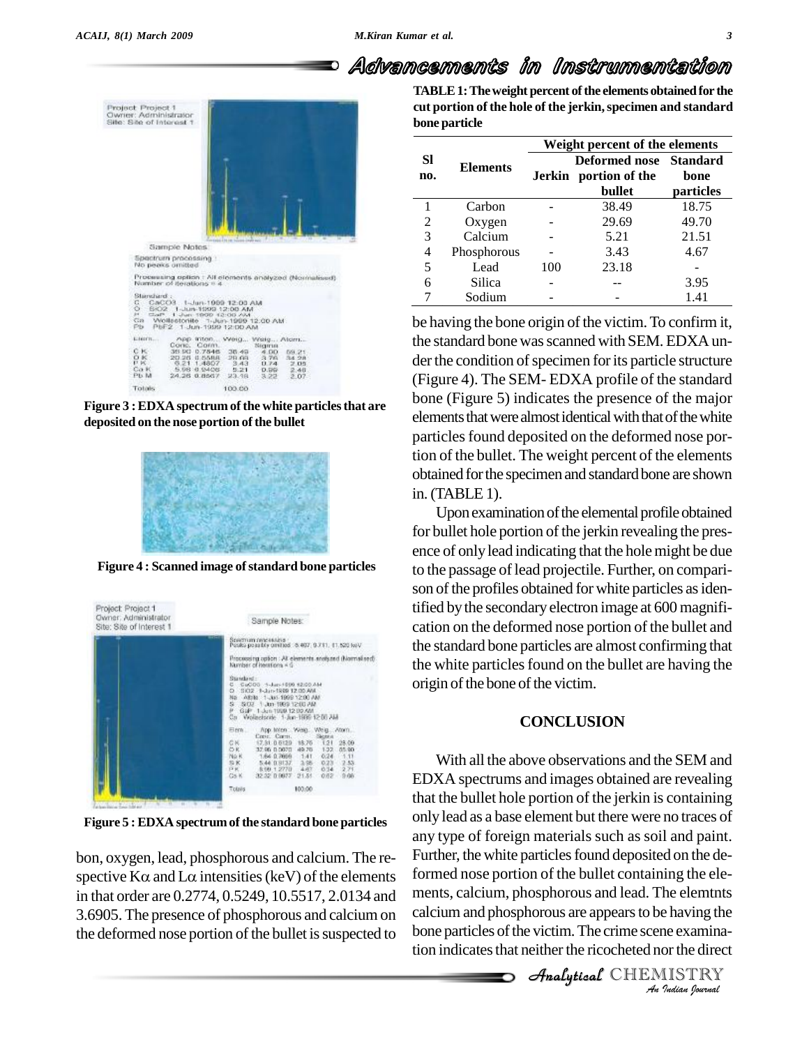**Figure 3 : EDXA spectrum of the white particles that are deposited on the nose portion of the bullet**

**Figure 4 : Scanned image of standard bone particles**

**Figure 5 : EDXA spectrum of the standard bone particles**

bon, oxygen, lead, phosphorous and calcium. The respective K$\alpha$ and L$\alpha$ intensities (keV) of the elements in that order are 0.2774, 0.5249, 10.5517, 2.0134 and 3.6905. The presence of phosphorous and calcium on the deformed nose portion of the bullet is suspected to be having the bone origin of the victim. To confirm it, the standard bone was scanned with SEM. EDXA under the condition of specimen for its particle structure (Figure 4). The SEM- EDXA profile of the standard bone (Figure 5) indicates the presence of the major elements that were almost identical with that of the white particles found deposited on the deformed nose portion of the bullet. The weight percent of the elements obtained for the specimen and standard bone are shown in. (TABLE 1).

**TABLE 1: The weight percent of the elements obtained for the cut portion of the hole of the jerkin, specimen and standard bone particle**

| Sl no. | Elements | Weight percent of the elements | | |
|---|---|---|---|---|
| | | Jerkin | Deformed nose portion of the bullet | Standard bone particles |
| 1 | Carbon | - | 38.49 | 18.75 |
| 2 | Oxygen | - | 29.69 | 49.70 |
| 3 | Calcium | - | 5.21 | 21.51 |
| 4 | Phosphorous | - | 3.43 | 4.67 |
| 5 | Lead | 100 | 23.18 | - |
| 6 | Silica | - | -- | 3.95 |
| 7 | Sodium | - | - | 1.41 |

Upon examination of the elemental profile obtained for bullet hole portion of the jerkin revealing the presence of only lead indicating that the hole might be due to the passage of lead projectile. Further, on comparison of the profiles obtained for white particles as identified by the secondary electron image at 600 magnification on the deformed nose portion of the bullet and the standard bone particles are almost confirming that the white particles found on the bullet are having the origin of the bone of the victim.

## CONCLUSION

With all the above observations and the SEM and EDXA spectrums and images obtained are revealing that the bullet hole portion of the jerkin is containing only lead as a base element but there were no traces of any type of foreign materials such as soil and paint. Further, the white particles found deposited on the deformed nose portion of the bullet containing the elements, calcium, phosphorous and lead. The elemtnts calcium and phosphorous are appears to be having the bone particles of the victim. The crime scene examination indicates that neither the ricocheted nor the direct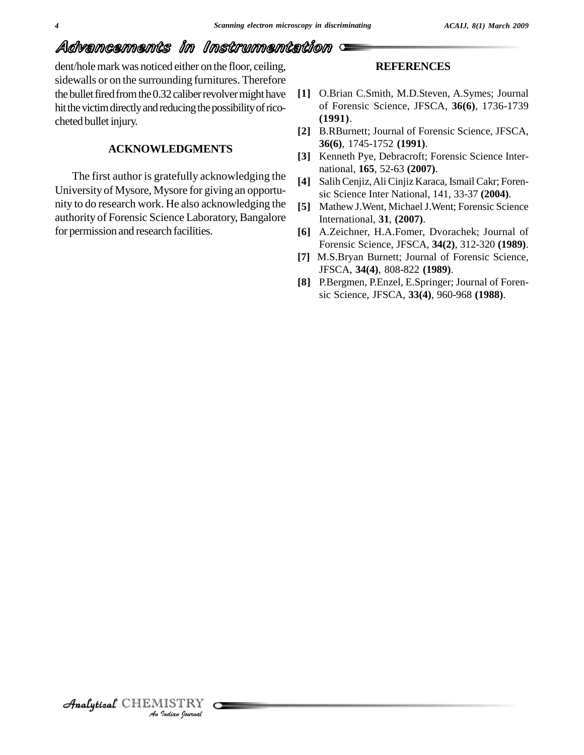dent/hole mark was noticed either on the floor, ceiling, sidewalls or on the surrounding furnitures. Therefore the bullet fired from the 0.32 caliber revolver might have hit the victim directly and reducing the possibility of ricocheted bullet injury.

## ACKNOWLEDGMENTS

The first author is gratefully acknowledging the University of Mysore, Mysore for giving an opportunity to do research work. He also acknowledging the authority of Forensic Science Laboratory, Bangalore for permission and research facilities.

## REFERENCES

[1] O.Brian C.Smith, M.D.Steven, A.Symes; Journal of Forensic Science, JFSCA, **36(6)**, 1736-1739 **(1991)**.

[2] B.RBurnett; Journal of Forensic Science, JFSCA, **36(6)**, 1745-1752 **(1991)**.

[3] Kenneth Pye, Debracroft; Forensic Science International, **165**, 52-63 **(2007)**.

[4] Salih Cenjiz, Ali Cinjiz Karaca, Ismail Cakr; Forensic Science Inter National, 141, 33-37 **(2004)**.

[5] Mathew J.Went, Michael J.Went; Forensic Science International, **31**, **(2007)**.

[6] A.Zeichner, H.A.Fomer, Dvorachek; Journal of Forensic Science, JFSCA, **34(2)**, 312-320 **(1989)**.

[7] M.S.Bryan Burnett; Journal of Forensic Science, JFSCA, **34(4)**, 808-822 **(1989)**.

[8] P.Bergmen, P.Enzel, E.Springer; Journal of Forensic Science, JFSCA, **33(4)**, 960-968 **(1988)**.